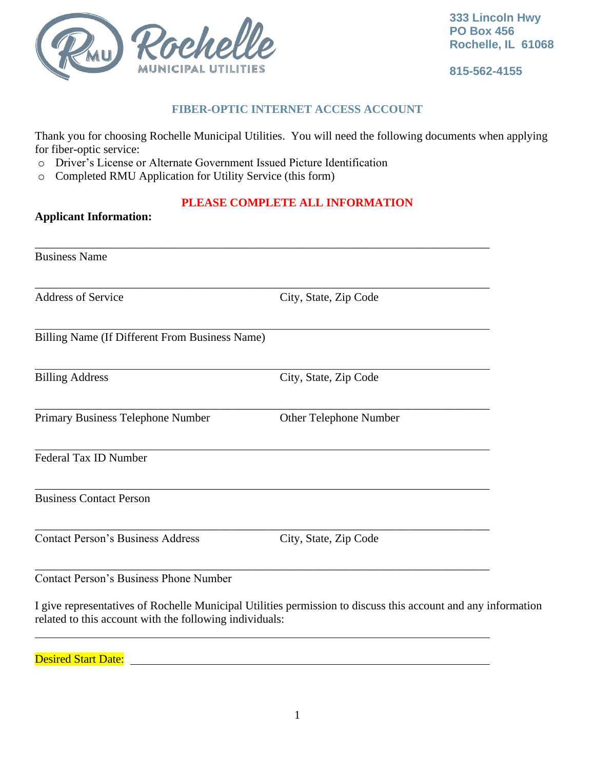Rochelle MUNICIPAL UTILITIES

333 Lincoln Hwy
PO Box 456
Rochelle, IL 61068

815-562-4155

## FIBER-OPTIC INTERNET ACCESS ACCOUNT

Thank you for choosing Rochelle Municipal Utilities. You will need the following documents when applying for fiber-optic service:

- Driver's License or Alternate Government Issued Picture Identification
- Completed RMU Application for Utility Service (this form)

**PLEASE COMPLETE ALL INFORMATION**

**Applicant Information:**

_______________________________________________
Business Name

_______________________________________________
Address of Service City, State, Zip Code

_______________________________________________
Billing Name (If Different From Business Name)

_______________________________________________
Billing Address City, State, Zip Code

_______________________________________________
Primary Business Telephone Number Other Telephone Number

_______________________________________________
Federal Tax ID Number

_______________________________________________
Business Contact Person

_______________________________________________
Contact Person's Business Address City, State, Zip Code

_______________________________________________
Contact Person's Business Phone Number

I give representatives of Rochelle Municipal Utilities permission to discuss this account and any information related to this account with the following individuals:

_______________________________________________

Desired Start Date: _______________________________________________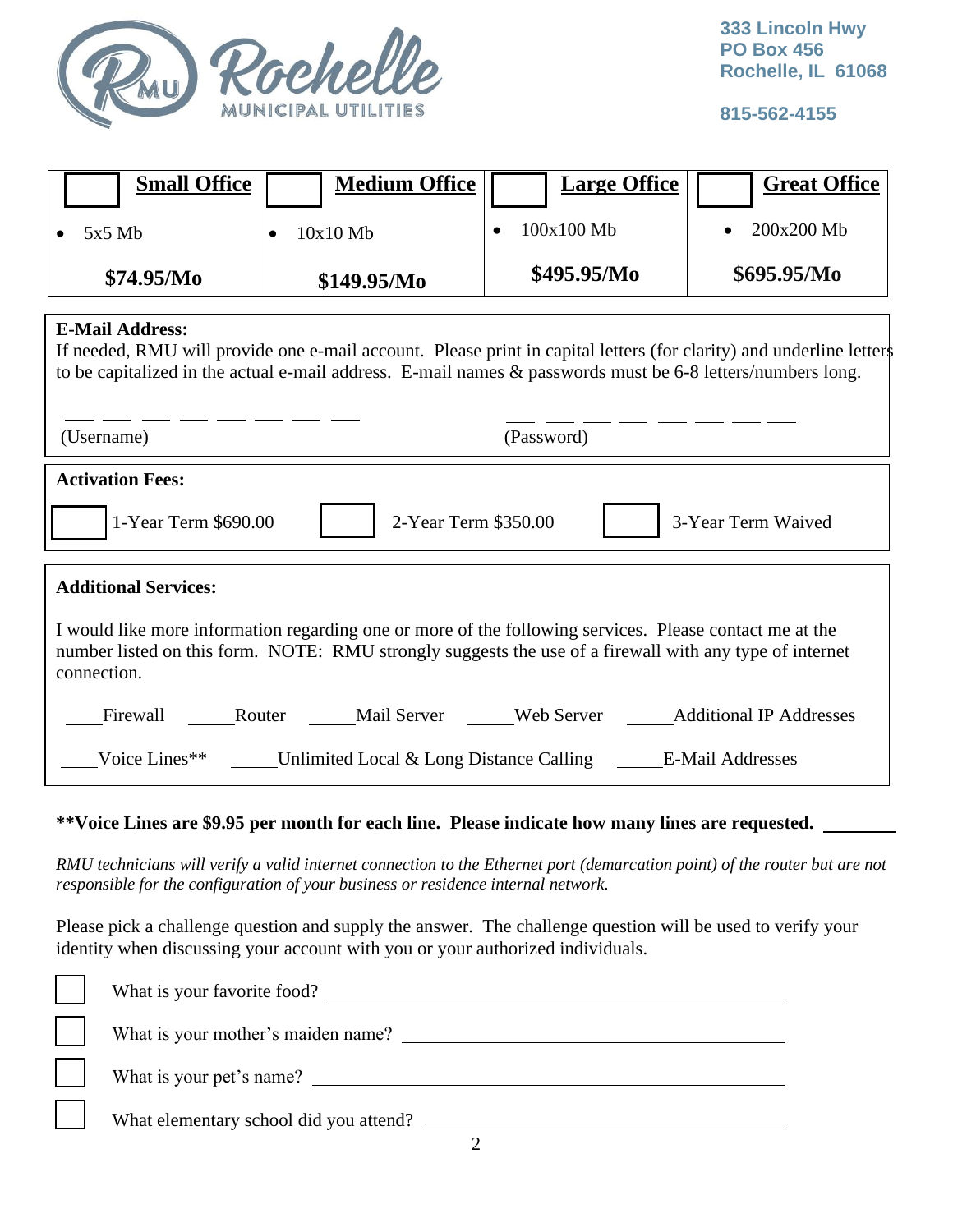Rochelle Municipal Utilities

333 Lincoln Hwy
PO Box 456
Rochelle, IL 61068

815-562-4155

| ☐ **Small Office** | ☐ **Medium Office** | ☐ **Large Office** | ☐ **Great Office** |
|---|---|---|---|
| • 5x5 Mb | • 10x10 Mb | • 100x100 Mb | • 200x200 Mb |
| **$74.95/Mo** | **$149.95/Mo** | **$495.95/Mo** | **$695.95/Mo** |

**E-Mail Address:**

If needed, RMU will provide one e-mail account. Please print in capital letters (for clarity) and underline letters to be capitalized in the actual e-mail address. E-mail names & passwords must be 6-8 letters/numbers long.

___ ___ ___ ___ ___ ___ ___ ___ (Username)

___ ___ ___ ___ ___ ___ ___ ___ (Password)

**Activation Fees:**

☐ 1-Year Term $690.00 ☐ 2-Year Term $350.00 ☐ 3-Year Term Waived

**Additional Services:**

I would like more information regarding one or more of the following services. Please contact me at the number listed on this form. NOTE: RMU strongly suggests the use of a firewall with any type of internet connection.

____Firewall ____Router ____Mail Server ____Web Server ____Additional IP Addresses

____Voice Lines** ____Unlimited Local & Long Distance Calling ____E-Mail Addresses

****Voice Lines are $9.95 per month for each line. Please indicate how many lines are requested.** ________

*RMU technicians will verify a valid internet connection to the Ethernet port (demarcation point) of the router but are not responsible for the configuration of your business or residence internal network.*

Please pick a challenge question and supply the answer. The challenge question will be used to verify your identity when discussing your account with you or your authorized individuals.

☐ What is your favorite food? ____________________

☐ What is your mother's maiden name? ____________________

☐ What is your pet's name? ____________________

☐ What elementary school did you attend? ____________________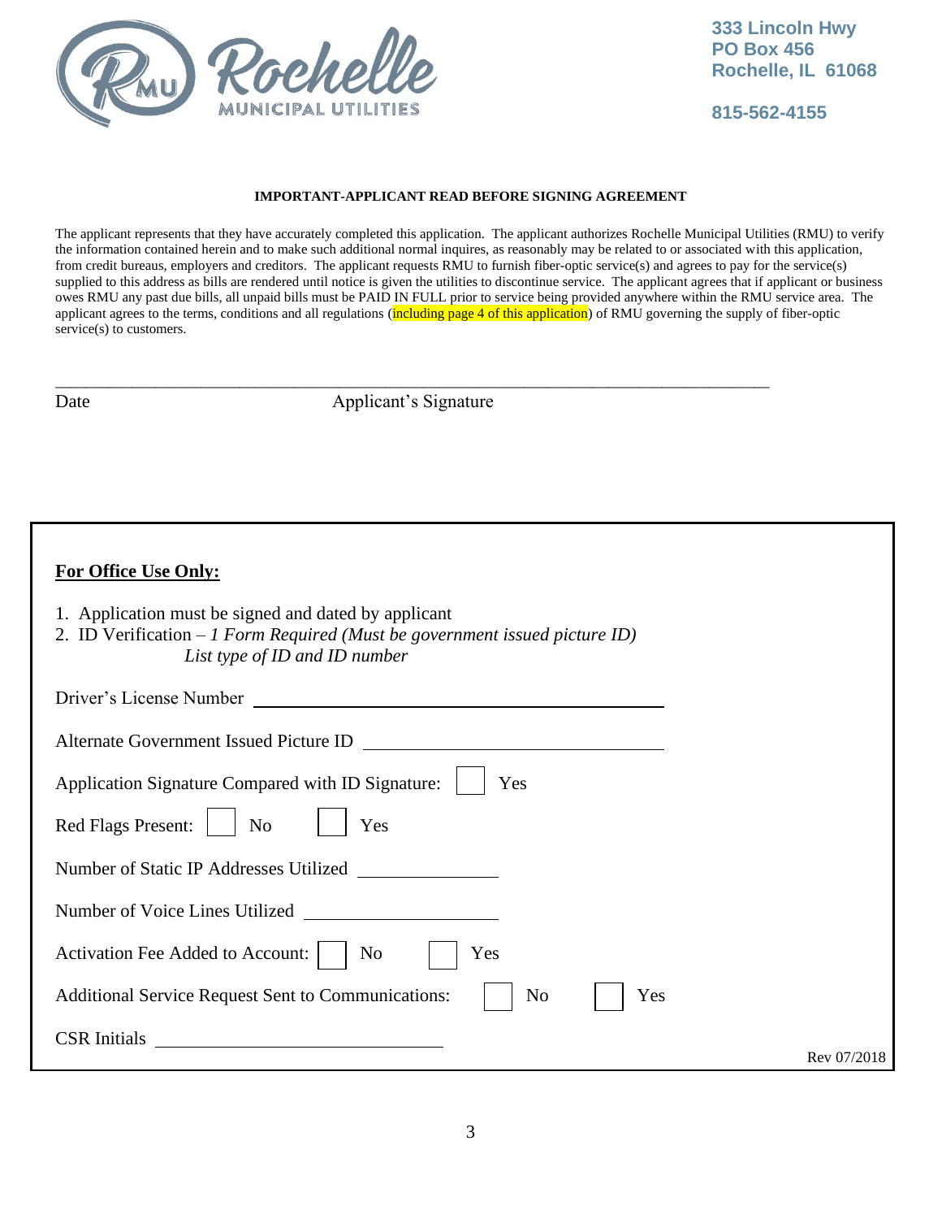Rochelle MUNICIPAL UTILITIES

**333 Lincoln Hwy**
**PO Box 456**
**Rochelle, IL 61068**

**815-562-4155**

**IMPORTANT-APPLICANT READ BEFORE SIGNING AGREEMENT**

The applicant represents that they have accurately completed this application. The applicant authorizes Rochelle Municipal Utilities (RMU) to verify the information contained herein and to make such additional normal inquires, as reasonably may be related to or associated with this application, from credit bureaus, employers and creditors. The applicant requests RMU to furnish fiber-optic service(s) and agrees to pay for the service(s) supplied to this address as bills are rendered until notice is given the utilities to discontinue service. The applicant agrees that if applicant or business owes RMU any past due bills, all unpaid bills must be PAID IN FULL prior to service being provided anywhere within the RMU service area. The applicant agrees to the terms, conditions and all regulations (including page 4 of this application) of RMU governing the supply of fiber-optic service(s) to customers.

\_\_\_\_\_\_\_\_\_\_\_\_\_\_\_\_\_\_\_\_\_\_\_\_\_\_\_\_\_\_\_\_\_\_\_\_\_\_\_\_\_\_\_\_\_\_\_\_\_\_\_\_\_\_\_\_\_\_\_\_\_\_\_\_\_\_\_\_\_\_\_\_
Date                                        Applicant's Signature

---

**<u>For Office Use Only:</u>**

1. Application must be signed and dated by applicant
2. ID Verification – *1 Form Required (Must be government issued picture ID)*
   *List type of ID and ID number*

Driver's License Number \_\_\_\_\_\_\_\_\_\_\_\_\_\_\_\_\_\_\_\_\_\_\_\_\_\_\_\_\_\_\_\_\_\_\_\_

Alternate Government Issued Picture ID \_\_\_\_\_\_\_\_\_\_\_\_\_\_\_\_\_\_\_\_\_\_\_\_\_\_

Application Signature Compared with ID Signature: ☐ Yes

Red Flags Present: ☐ No ☐ Yes

Number of Static IP Addresses Utilized \_\_\_\_\_\_\_\_\_\_\_\_

Number of Voice Lines Utilized \_\_\_\_\_\_\_\_\_\_\_\_\_\_\_\_

Activation Fee Added to Account: ☐ No ☐ Yes

Additional Service Request Sent to Communications: ☐ No ☐ Yes

CSR Initials \_\_\_\_\_\_\_\_\_\_\_\_\_\_\_\_\_\_\_\_\_\_\_\_\_

Rev 07/2018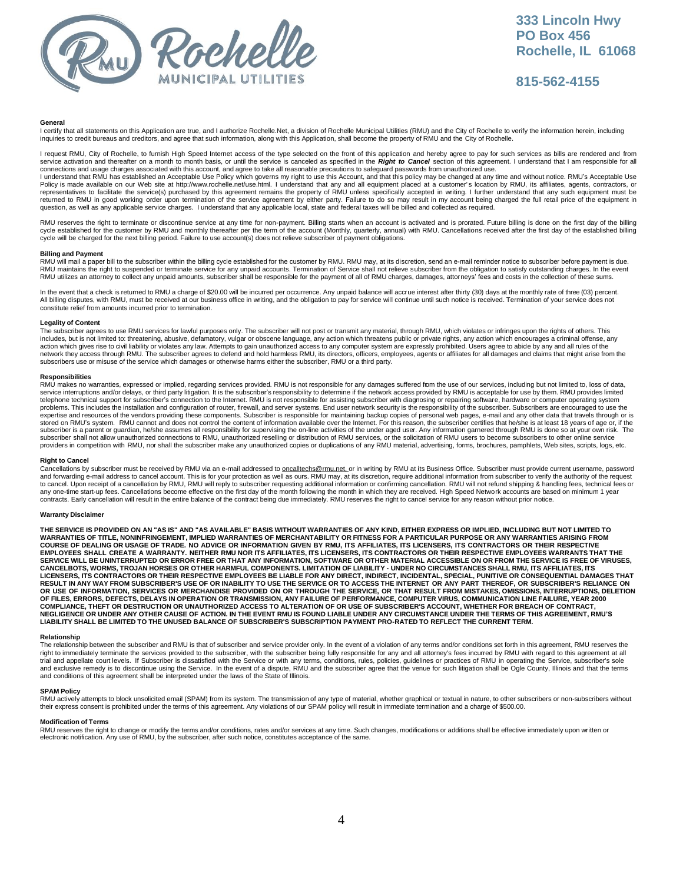333 Lincoln Hwy
PO Box 456
Rochelle, IL 61068

815-562-4155

#### General

I certify that all statements on this Application are true, and I authorize Rochelle.Net, a division of Rochelle Municipal Utilities (RMU) and the City of Rochelle to verify the information herein, including inquiries to credit bureaus and creditors, and agree that such information, along with this Application, shall become the property of RMU and the City of Rochelle.

I request RMU, City of Rochelle, to furnish High Speed Internet access of the type selected on the front of this application and hereby agree to pay for such services as bills are rendered and from service activation and thereafter on a month to month basis, or until the service is canceled as specified in the ***Right to Cancel*** section of this agreement. I understand that I am responsible for all connections and usage charges associated with this account, and agree to take all reasonable precautions to safeguard passwords from unauthorized use.
I understand that RMU has established an Acceptable Use Policy which governs my right to use this Account, and that this policy may be changed at any time and without notice. RMU's Acceptable Use Policy is made available on our Web site at http://www.rochelle.net/use.html. I understand that any and all equipment placed at a customer's location by RMU, its affiliates, agents, contractors, or representatives to facilitate the service(s) purchased by this agreement remains the property of RMU unless specifically accepted in writing. I further understand that any such equipment must be returned to RMU in good working order upon termination of the service agreement by either party. Failure to do so may result in my account being charged the full retail price of the equipment in question, as well as any applicable service charges. I understand that any applicable local, state and federal taxes will be billed and collected as required.

RMU reserves the right to terminate or discontinue service at any time for non-payment. Billing starts when an account is activated and is prorated. Future billing is done on the first day of the billing cycle established for the customer by RMU and monthly thereafter per the term of the account (Monthly, quarterly, annual) with RMU. Cancellations received after the first day of the established billing cycle will be charged for the next billing period. Failure to use account(s) does not relieve subscriber of payment obligations.

#### Billing and Payment

RMU will mail a paper bill to the subscriber within the billing cycle established for the customer by RMU. RMU may, at its discretion, send an e-mail reminder notice to subscriber before payment is due. RMU maintains the right to suspended or terminate service for any unpaid accounts. Termination of Service shall not relieve subscriber from the obligation to satisfy outstanding charges. In the event RMU utilizes an attorney to collect any unpaid amounts, subscriber shall be responsible for the payment of all of RMU charges, damages, attorneys' fees and costs in the collection of these sums.

In the event that a check is returned to RMU a charge of $20.00 will be incurred per occurrence. Any unpaid balance will accrue interest after thirty (30) days at the monthly rate of three (03) percent. All billing disputes, with RMU, must be received at our business office in writing, and the obligation to pay for service will continue until such notice is received. Termination of your service does not constitute relief from amounts incurred prior to termination.

#### Legality of Content

The subscriber agrees to use RMU services for lawful purposes only. The subscriber will not post or transmit any material, through RMU, which violates or infringes upon the rights of others. This includes, but is not limited to: threatening, abusive, defamatory, vulgar or obscene language, any action which threatens public or private rights, any action which encourages a criminal offense, any action which gives rise to civil liability or violates any law. Attempts to gain unauthorized access to any computer system are expressly prohibited. Users agree to abide by any and all rules of the network they access through RMU. The subscriber agrees to defend and hold harmless RMU, its directors, officers, employees, agents or affiliates for all damages and claims that might arise from the subscribers use or misuse of the service which damages or otherwise harms either the subscriber, RMU or a third party.

#### Responsibilities

RMU makes no warranties, expressed or implied, regarding services provided. RMU is not responsible for any damages suffered from the use of our services, including but not limited to, loss of data, service interruptions and/or delays, or third party litigation. It is the subscriber's responsibility to determine if the network access provided by RMU is acceptable for use by them. RMU provides limited telephone technical support for subscriber's connection to the Internet. RMU is not responsible for assisting subscriber with diagnosing or repairing software, hardware or computer operating system problems. This includes the installation and configuration of router, firewall, and server systems. End user network security is the responsibility of the subscriber. Subscribers are encouraged to use the expertise and resources of the vendors providing these components. Subscriber is responsible for maintaining backup copies of personal web pages, e-mail and any other data that travels through or is stored on RMU's system. RMU cannot and does not control the content of information available over the Internet. For this reason, the subscriber certifies that he/she is at least 18 years of age or, if the subscriber is a parent or guardian, he/she assumes all responsibility for supervising the on-line activities of the under aged user. Any information garnered through RMU is done so at your own risk. The subscriber shall not allow unauthorized connections to RMU, unauthorized reselling or distribution of RMU services, or the solicitation of RMU users to become subscribers to other online service providers in competition with RMU, nor shall the subscriber make any unauthorized copies or duplications of any RMU material, advertising, forms, brochures, pamphlets, Web sites, scripts, logs, etc.

#### Right to Cancel

Cancellations by subscriber must be received by RMU via an e-mail addressed to oncalltechs@rmu.net, or in writing by RMU at its Business Office. Subscriber must provide current username, password and forwarding e-mail address to cancel account. This is for your protection as well as ours. RMU may, at its discretion, require additional information from subscriber to verify the authority of the request to cancel. Upon receipt of a cancellation by RMU, RMU will reply to subscriber requesting additional information or confirming cancellation. RMU will not refund shipping & handling fees, technical fees or any one-time start-up fees. Cancellations become effective on the first day of the month following the month in which they are received. High Speed Network accounts are based on minimum 1 year contracts. Early cancellation will result in the entire balance of the contract being due immediately. RMU reserves the right to cancel service for any reason without prior notice.

#### Warranty Disclaimer

**THE SERVICE IS PROVIDED ON AN "AS IS" AND "AS AVAILABLE" BASIS WITHOUT WARRANTIES OF ANY KIND, EITHER EXPRESS OR IMPLIED, INCLUDING BUT NOT LIMITED TO WARRANTIES OF TITLE, NONINFRINGEMENT, IMPLIED WARRANTIES OF MERCHANTABILITY OR FITNESS FOR A PARTICULAR PURPOSE OR ANY WARRANTIES ARISING FROM COURSE OF DEALING OR USAGE OF TRADE. NO ADVICE OR INFORMATION GIVEN BY RMU, ITS AFFILIATES, ITS LICENSERS, ITS CONTRACTORS OR THEIR RESPECTIVE EMPLOYEES SHALL CREATE A WARRANTY. NEITHER RMU NOR ITS AFFILIATES, ITS LICENSERS, ITS CONTRACTORS OR THEIR RESPECTIVE EMPLOYEES WARRANTS THAT THE SERVICE WILL BE UNINTERRUPTED OR ERROR FREE OR THAT ANY INFORMATION, SOFTWARE OR OTHER MATERIAL ACCESSIBLE ON OR FROM THE SERVICE IS FREE OF VIRUSES, CANCELBOTS, WORMS, TROJAN HORSES OR OTHER HARMFUL COMPONENTS. LIMITATION OF LIABILITY - UNDER NO CIRCUMSTANCES SHALL RMU, ITS AFFILIATES, ITS LICENSERS, ITS CONTRACTORS OR THEIR RESPECTIVE EMPLOYEES BE LIABLE FOR ANY DIRECT, INDIRECT, INCIDENTAL, SPECIAL, PUNITIVE OR CONSEQUENTIAL DAMAGES THAT RESULT IN ANY WAY FROM SUBSCRIBER'S USE OF OR INABILITY TO USE THE SERVICE OR TO ACCESS THE INTERNET OR ANY PART THEREOF, OR SUBSCRIBER'S RELIANCE ON OR USE OF INFORMATION, SERVICES OR MERCHANDISE PROVIDED ON OR THROUGH THE SERVICE, OR THAT RESULT FROM MISTAKES, OMISSIONS, INTERRUPTIONS, DELETION OF FILES, ERRORS, DEFECTS, DELAYS IN OPERATION OR TRANSMISSION, ANY FAILURE OF PERFORMANCE, COMPUTER VIRUS, COMMUNICATION LINE FAILURE, YEAR 2000 COMPLIANCE, THEFT OR DESTRUCTION OR UNAUTHORIZED ACCESS TO ALTERATION OF OR USE OF SUBSCRIBER'S ACCOUNT, WHETHER FOR BREACH OF CONTRACT, NEGLIGENCE OR UNDER ANY OTHER CAUSE OF ACTION. IN THE EVENT RMU IS FOUND LIABLE UNDER ANY CIRCUMSTANCE UNDER THE TERMS OF THIS AGREEMENT, RMU'S LIABILITY SHALL BE LIMITED TO THE UNUSED BALANCE OF SUBSCRIBER'S SUBSCRIPTION PAYMENT PRO-RATED TO REFLECT THE CURRENT TERM.**

#### Relationship

The relationship between the subscriber and RMU is that of subscriber and service provider only. In the event of a violation of any terms and/or conditions set forth in this agreement, RMU reserves the right to immediately terminate the services provided to the subscriber, with the subscriber being fully responsible for any and all attorney's fees incurred by RMU with regard to this agreement at all trial and appellate court levels. If Subscriber is dissatisfied with the Service or with any terms, conditions, rules, policies, guidelines or practices of RMU in operating the Service, subscriber's sole and exclusive remedy is to discontinue using the Service. In the event of a dispute, RMU and the subscriber agree that the venue for such litigation shall be Ogle County, Illinois and that the terms and conditions of this agreement shall be interpreted under the laws of the State of Illinois.

#### SPAM Policy

RMU actively attempts to block unsolicited email (SPAM) from its system. The transmission of any type of material, whether graphical or textual in nature, to other subscribers or non-subscribers without their express consent is prohibited under the terms of this agreement. Any violations of our SPAM policy will result in immediate termination and a charge of $500.00.

#### Modification of Terms

RMU reserves the right to change or modify the terms and/or conditions, rates and/or services at any time. Such changes, modifications or additions shall be effective immediately upon written or electronic notification. Any use of RMU, by the subscriber, after such notice, constitutes acceptance of the same.